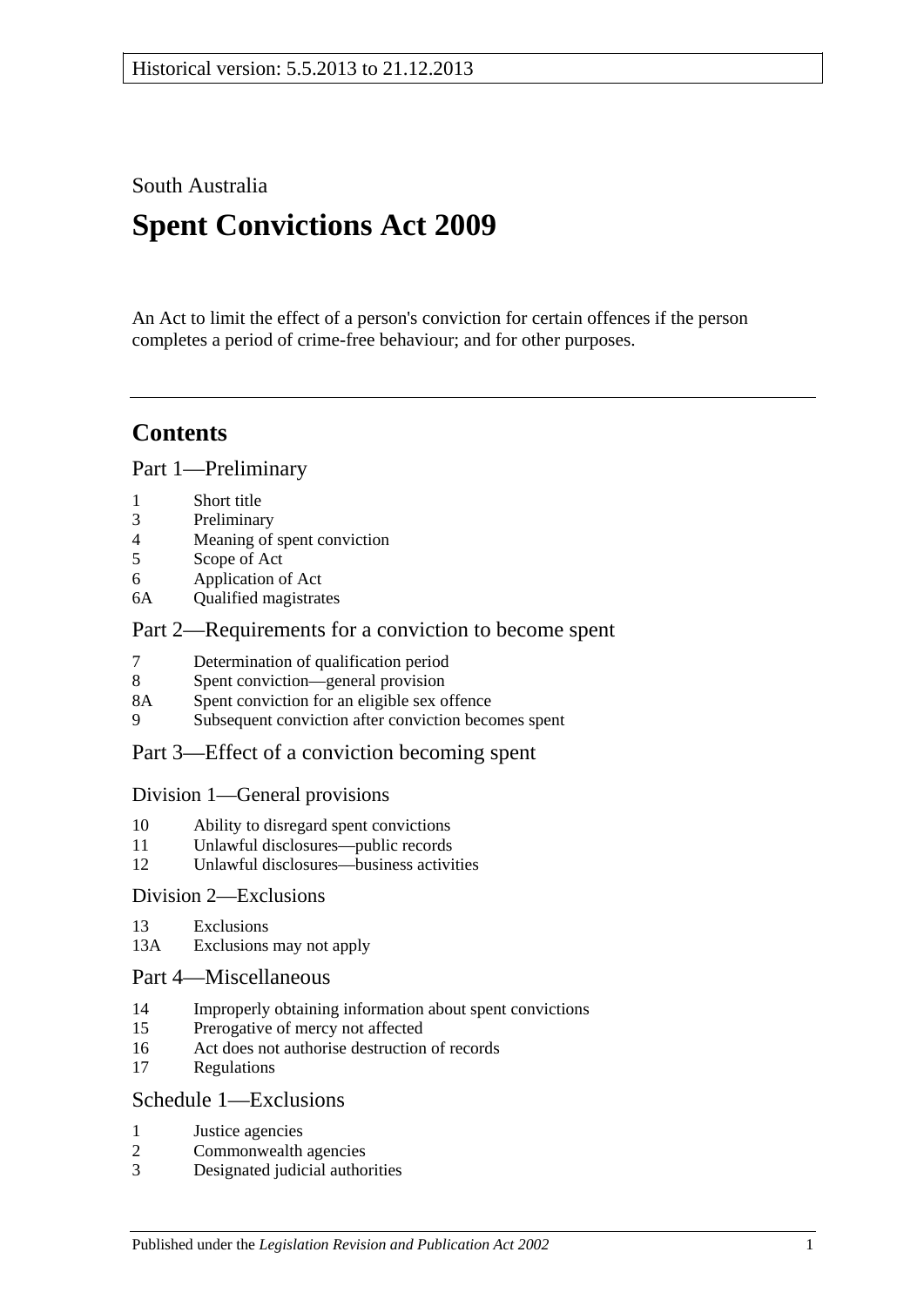Historical version: 5.5.2013 to 21.12.2013

South Australia

# Spent Convictions Act 2009

An Act to limit the effect of a person's conviction for certain offences if the person completes a period of crime-free behaviour; and for other purposes.

---

## Contents

### Part 1—Preliminary

1 Short title
3 Preliminary
4 Meaning of spent conviction
5 Scope of Act
6 Application of Act
6A Qualified magistrates

### Part 2—Requirements for a conviction to become spent

7 Determination of qualification period
8 Spent conviction—general provision
8A Spent conviction for an eligible sex offence
9 Subsequent conviction after conviction becomes spent

### Part 3—Effect of a conviction becoming spent

#### Division 1—General provisions

10 Ability to disregard spent convictions
11 Unlawful disclosures—public records
12 Unlawful disclosures—business activities

#### Division 2—Exclusions

13 Exclusions
13A Exclusions may not apply

### Part 4—Miscellaneous

14 Improperly obtaining information about spent convictions
15 Prerogative of mercy not affected
16 Act does not authorise destruction of records
17 Regulations

### Schedule 1—Exclusions

1 Justice agencies
2 Commonwealth agencies
3 Designated judicial authorities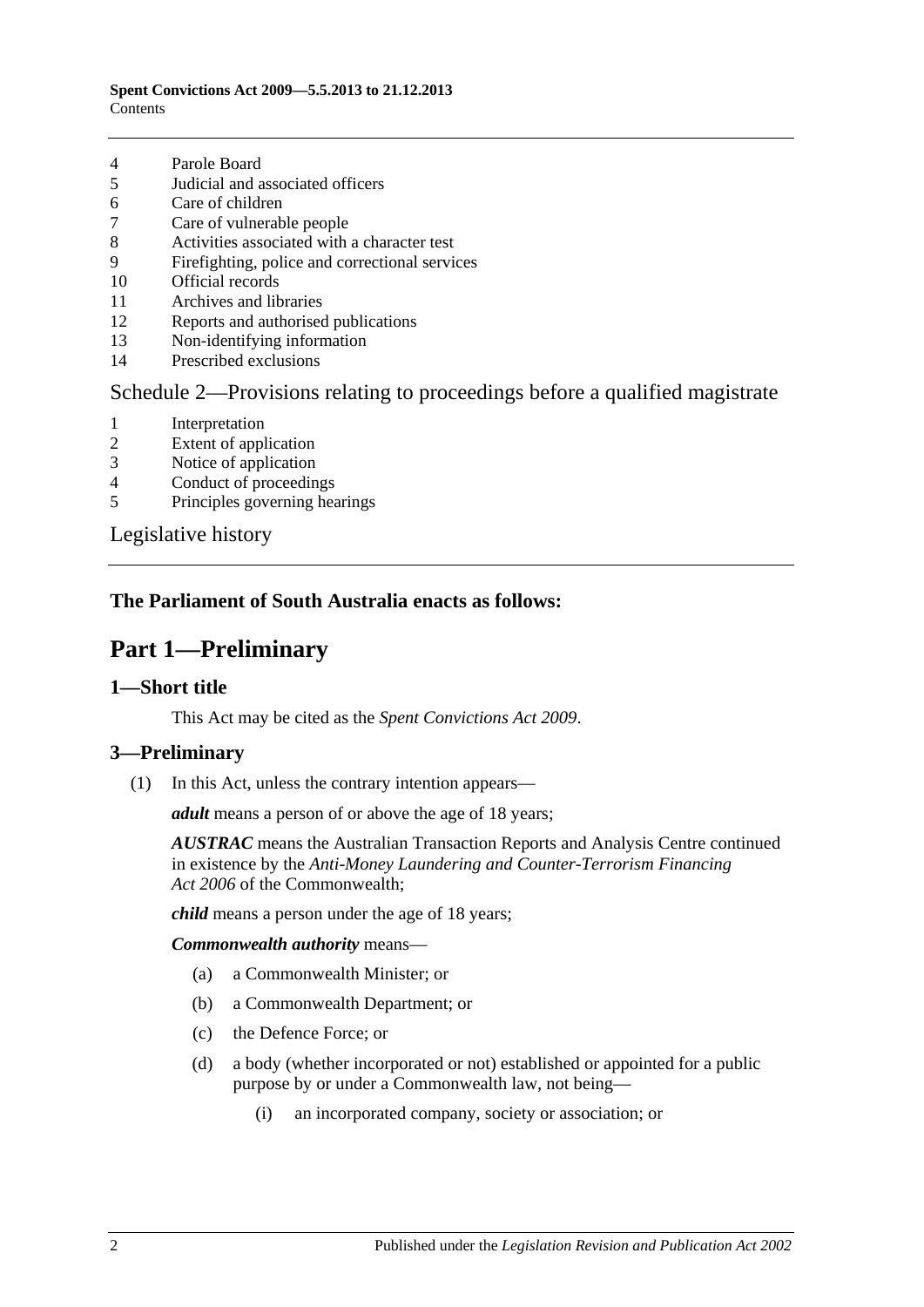4 Parole Board
5 Judicial and associated officers
6 Care of children
7 Care of vulnerable people
8 Activities associated with a character test
9 Firefighting, police and correctional services
10 Official records
11 Archives and libraries
12 Reports and authorised publications
13 Non-identifying information
14 Prescribed exclusions

Schedule 2—Provisions relating to proceedings before a qualified magistrate

1 Interpretation
2 Extent of application
3 Notice of application
4 Conduct of proceedings
5 Principles governing hearings

Legislative history

**The Parliament of South Australia enacts as follows:**

# Part 1—Preliminary

## 1—Short title

This Act may be cited as the *Spent Convictions Act 2009*.

## 3—Preliminary

(1) In this Act, unless the contrary intention appears—

***adult*** means a person of or above the age of 18 years;

***AUSTRAC*** means the Australian Transaction Reports and Analysis Centre continued in existence by the *Anti-Money Laundering and Counter-Terrorism Financing Act 2006* of the Commonwealth;

***child*** means a person under the age of 18 years;

***Commonwealth authority*** means—

- (a) a Commonwealth Minister; or
- (b) a Commonwealth Department; or
- (c) the Defence Force; or
- (d) a body (whether incorporated or not) established or appointed for a public purpose by or under a Commonwealth law, not being—
  - (i) an incorporated company, society or association; or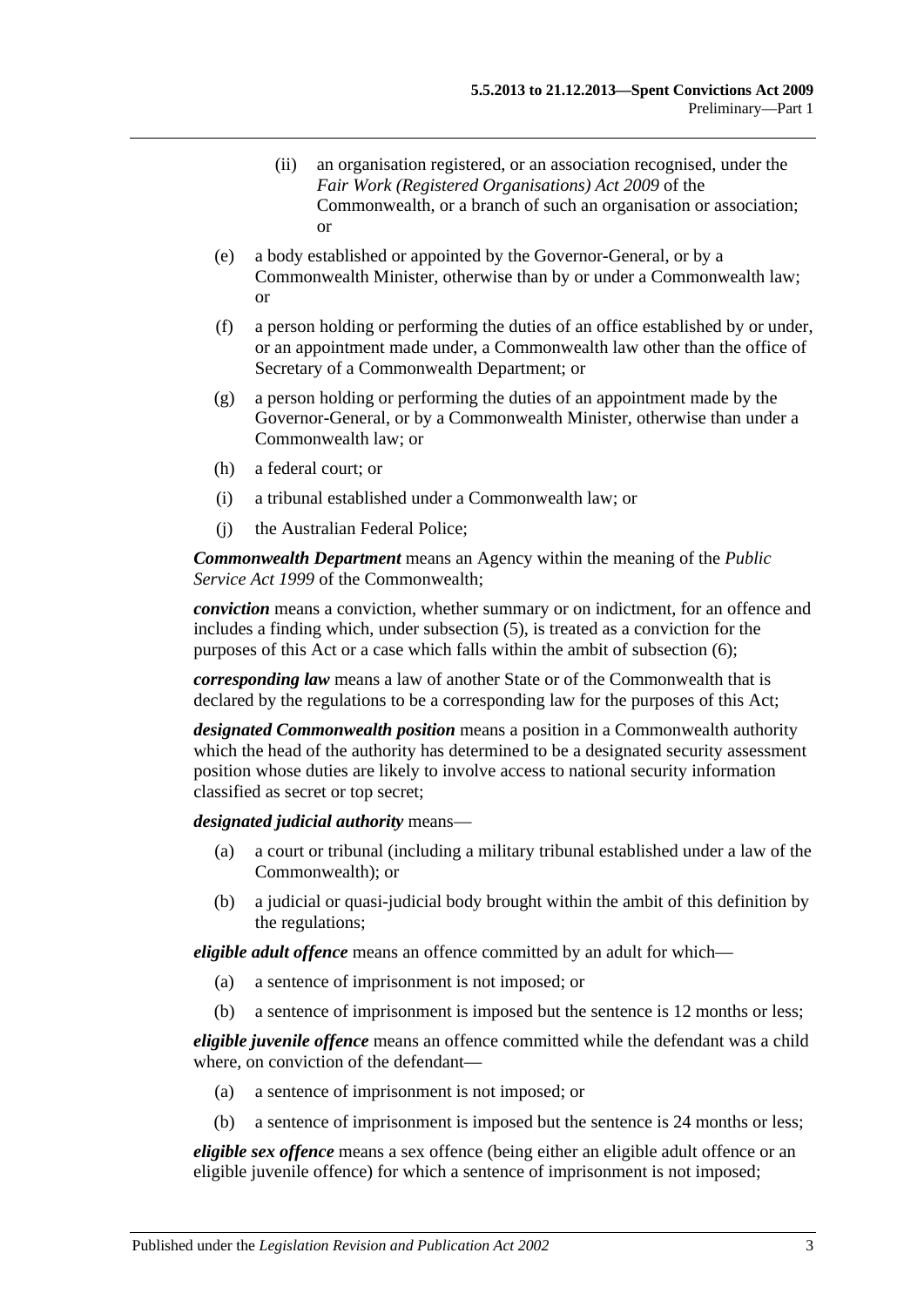(ii) an organisation registered, or an association recognised, under the *Fair Work (Registered Organisations) Act 2009* of the Commonwealth, or a branch of such an organisation or association; or

(e) a body established or appointed by the Governor-General, or by a Commonwealth Minister, otherwise than by or under a Commonwealth law; or

(f) a person holding or performing the duties of an office established by or under, or an appointment made under, a Commonwealth law other than the office of Secretary of a Commonwealth Department; or

(g) a person holding or performing the duties of an appointment made by the Governor-General, or by a Commonwealth Minister, otherwise than under a Commonwealth law; or

(h) a federal court; or

(i) a tribunal established under a Commonwealth law; or

(j) the Australian Federal Police;

***Commonwealth Department*** means an Agency within the meaning of the *Public Service Act 1999* of the Commonwealth;

***conviction*** means a conviction, whether summary or on indictment, for an offence and includes a finding which, under subsection (5), is treated as a conviction for the purposes of this Act or a case which falls within the ambit of subsection (6);

***corresponding law*** means a law of another State or of the Commonwealth that is declared by the regulations to be a corresponding law for the purposes of this Act;

***designated Commonwealth position*** means a position in a Commonwealth authority which the head of the authority has determined to be a designated security assessment position whose duties are likely to involve access to national security information classified as secret or top secret;

***designated judicial authority*** means—

(a) a court or tribunal (including a military tribunal established under a law of the Commonwealth); or

(b) a judicial or quasi-judicial body brought within the ambit of this definition by the regulations;

***eligible adult offence*** means an offence committed by an adult for which—

(a) a sentence of imprisonment is not imposed; or

(b) a sentence of imprisonment is imposed but the sentence is 12 months or less;

***eligible juvenile offence*** means an offence committed while the defendant was a child where, on conviction of the defendant—

(a) a sentence of imprisonment is not imposed; or

(b) a sentence of imprisonment is imposed but the sentence is 24 months or less;

***eligible sex offence*** means a sex offence (being either an eligible adult offence or an eligible juvenile offence) for which a sentence of imprisonment is not imposed;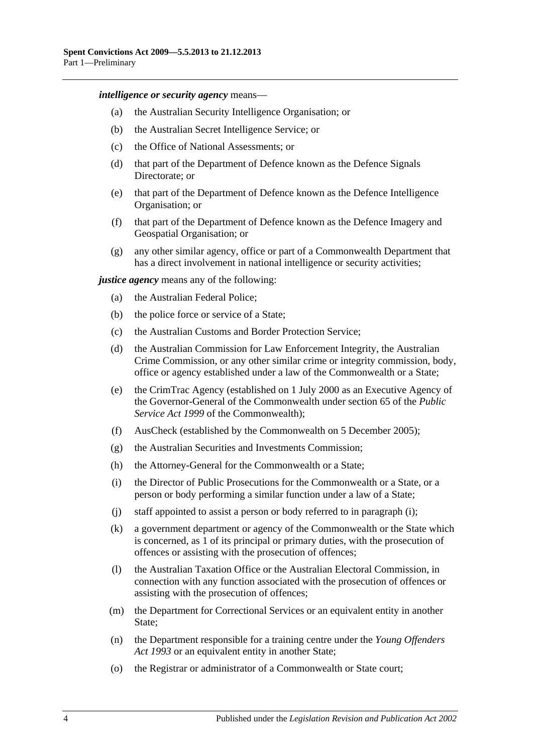***intelligence or security agency*** means—

- (a) the Australian Security Intelligence Organisation; or
- (b) the Australian Secret Intelligence Service; or
- (c) the Office of National Assessments; or
- (d) that part of the Department of Defence known as the Defence Signals Directorate; or
- (e) that part of the Department of Defence known as the Defence Intelligence Organisation; or
- (f) that part of the Department of Defence known as the Defence Imagery and Geospatial Organisation; or
- (g) any other similar agency, office or part of a Commonwealth Department that has a direct involvement in national intelligence or security activities;

***justice agency*** means any of the following:

- (a) the Australian Federal Police;
- (b) the police force or service of a State;
- (c) the Australian Customs and Border Protection Service;
- (d) the Australian Commission for Law Enforcement Integrity, the Australian Crime Commission, or any other similar crime or integrity commission, body, office or agency established under a law of the Commonwealth or a State;
- (e) the CrimTrac Agency (established on 1 July 2000 as an Executive Agency of the Governor-General of the Commonwealth under section 65 of the *Public Service Act 1999* of the Commonwealth);
- (f) AusCheck (established by the Commonwealth on 5 December 2005);
- (g) the Australian Securities and Investments Commission;
- (h) the Attorney-General for the Commonwealth or a State;
- (i) the Director of Public Prosecutions for the Commonwealth or a State, or a person or body performing a similar function under a law of a State;
- (j) staff appointed to assist a person or body referred to in paragraph (i);
- (k) a government department or agency of the Commonwealth or the State which is concerned, as 1 of its principal or primary duties, with the prosecution of offences or assisting with the prosecution of offences;
- (l) the Australian Taxation Office or the Australian Electoral Commission, in connection with any function associated with the prosecution of offences or assisting with the prosecution of offences;
- (m) the Department for Correctional Services or an equivalent entity in another State;
- (n) the Department responsible for a training centre under the *Young Offenders Act 1993* or an equivalent entity in another State;
- (o) the Registrar or administrator of a Commonwealth or State court;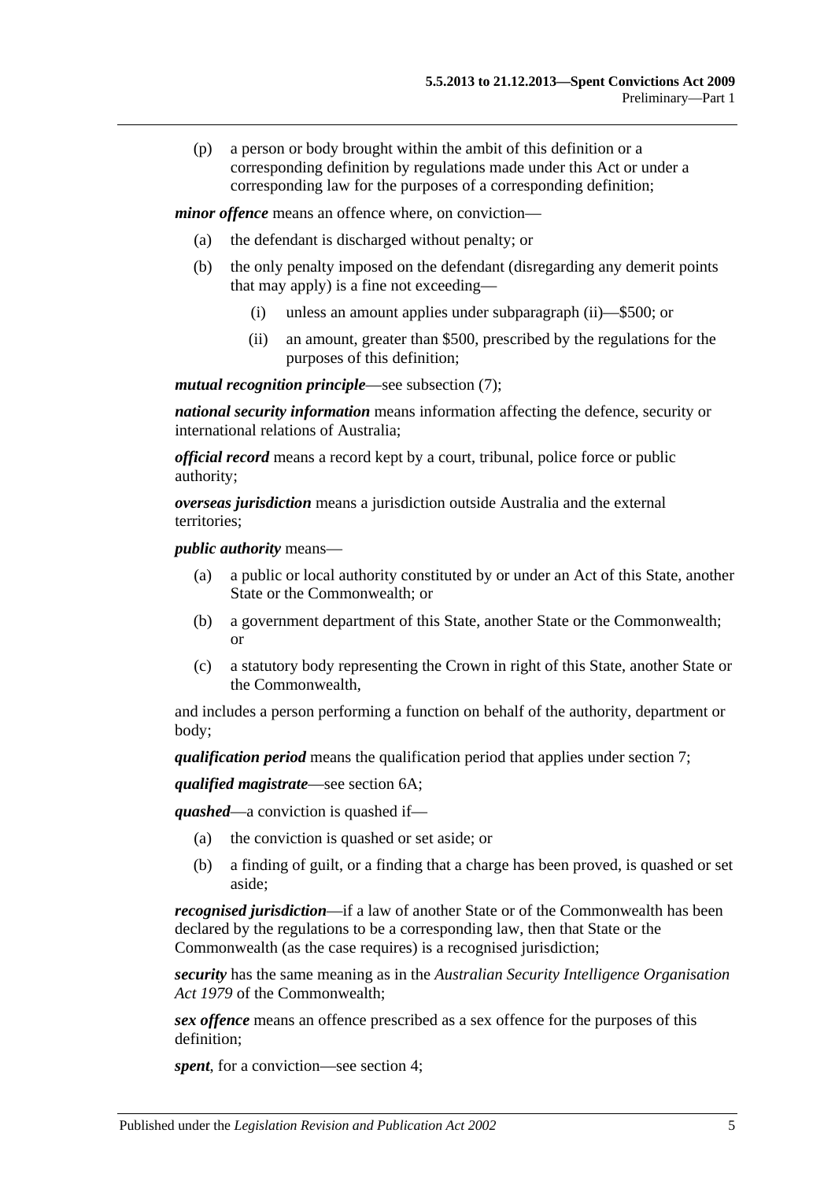(p) a person or body brought within the ambit of this definition or a corresponding definition by regulations made under this Act or under a corresponding law for the purposes of a corresponding definition;

***minor offence*** means an offence where, on conviction—

(a) the defendant is discharged without penalty; or

(b) the only penalty imposed on the defendant (disregarding any demerit points that may apply) is a fine not exceeding—

(i) unless an amount applies under subparagraph (ii)—$500; or

(ii) an amount, greater than $500, prescribed by the regulations for the purposes of this definition;

***mutual recognition principle***—see subsection (7);

***national security information*** means information affecting the defence, security or international relations of Australia;

***official record*** means a record kept by a court, tribunal, police force or public authority;

***overseas jurisdiction*** means a jurisdiction outside Australia and the external territories;

***public authority*** means—

(a) a public or local authority constituted by or under an Act of this State, another State or the Commonwealth; or

(b) a government department of this State, another State or the Commonwealth; or

(c) a statutory body representing the Crown in right of this State, another State or the Commonwealth,

and includes a person performing a function on behalf of the authority, department or body;

***qualification period*** means the qualification period that applies under section 7;

***qualified magistrate***—see section 6A;

***quashed***—a conviction is quashed if—

(a) the conviction is quashed or set aside; or

(b) a finding of guilt, or a finding that a charge has been proved, is quashed or set aside;

***recognised jurisdiction***—if a law of another State or of the Commonwealth has been declared by the regulations to be a corresponding law, then that State or the Commonwealth (as the case requires) is a recognised jurisdiction;

***security*** has the same meaning as in the *Australian Security Intelligence Organisation Act 1979* of the Commonwealth;

***sex offence*** means an offence prescribed as a sex offence for the purposes of this definition;

***spent***, for a conviction—see section 4;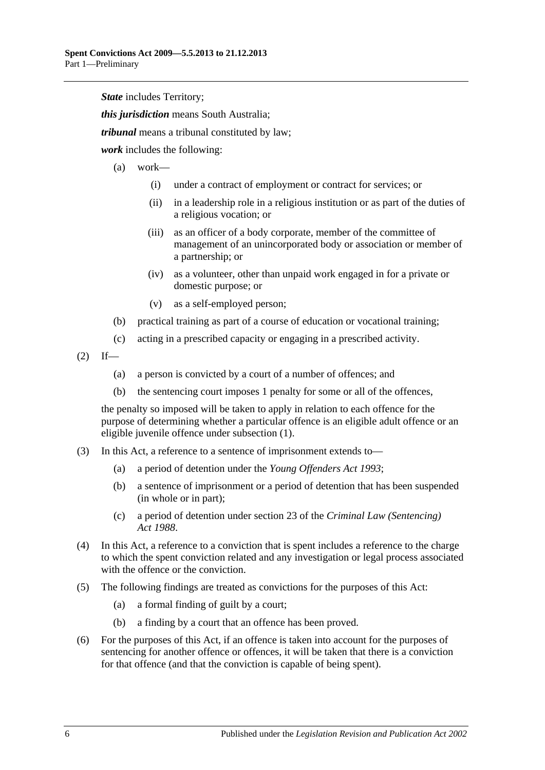***State*** includes Territory;

***this jurisdiction*** means South Australia;

***tribunal*** means a tribunal constituted by law;

***work*** includes the following:

- (a) work—
  - (i) under a contract of employment or contract for services; or
  - (ii) in a leadership role in a religious institution or as part of the duties of a religious vocation; or
  - (iii) as an officer of a body corporate, member of the committee of management of an unincorporated body or association or member of a partnership; or
  - (iv) as a volunteer, other than unpaid work engaged in for a private or domestic purpose; or
  - (v) as a self-employed person;
- (b) practical training as part of a course of education or vocational training;
- (c) acting in a prescribed capacity or engaging in a prescribed activity.

(2) If—

- (a) a person is convicted by a court of a number of offences; and
- (b) the sentencing court imposes 1 penalty for some or all of the offences,

the penalty so imposed will be taken to apply in relation to each offence for the purpose of determining whether a particular offence is an eligible adult offence or an eligible juvenile offence under subsection (1).

(3) In this Act, a reference to a sentence of imprisonment extends to—

- (a) a period of detention under the *Young Offenders Act 1993*;
- (b) a sentence of imprisonment or a period of detention that has been suspended (in whole or in part);
- (c) a period of detention under section 23 of the *Criminal Law (Sentencing) Act 1988*.

(4) In this Act, a reference to a conviction that is spent includes a reference to the charge to which the spent conviction related and any investigation or legal process associated with the offence or the conviction.

(5) The following findings are treated as convictions for the purposes of this Act:

- (a) a formal finding of guilt by a court;
- (b) a finding by a court that an offence has been proved.

(6) For the purposes of this Act, if an offence is taken into account for the purposes of sentencing for another offence or offences, it will be taken that there is a conviction for that offence (and that the conviction is capable of being spent).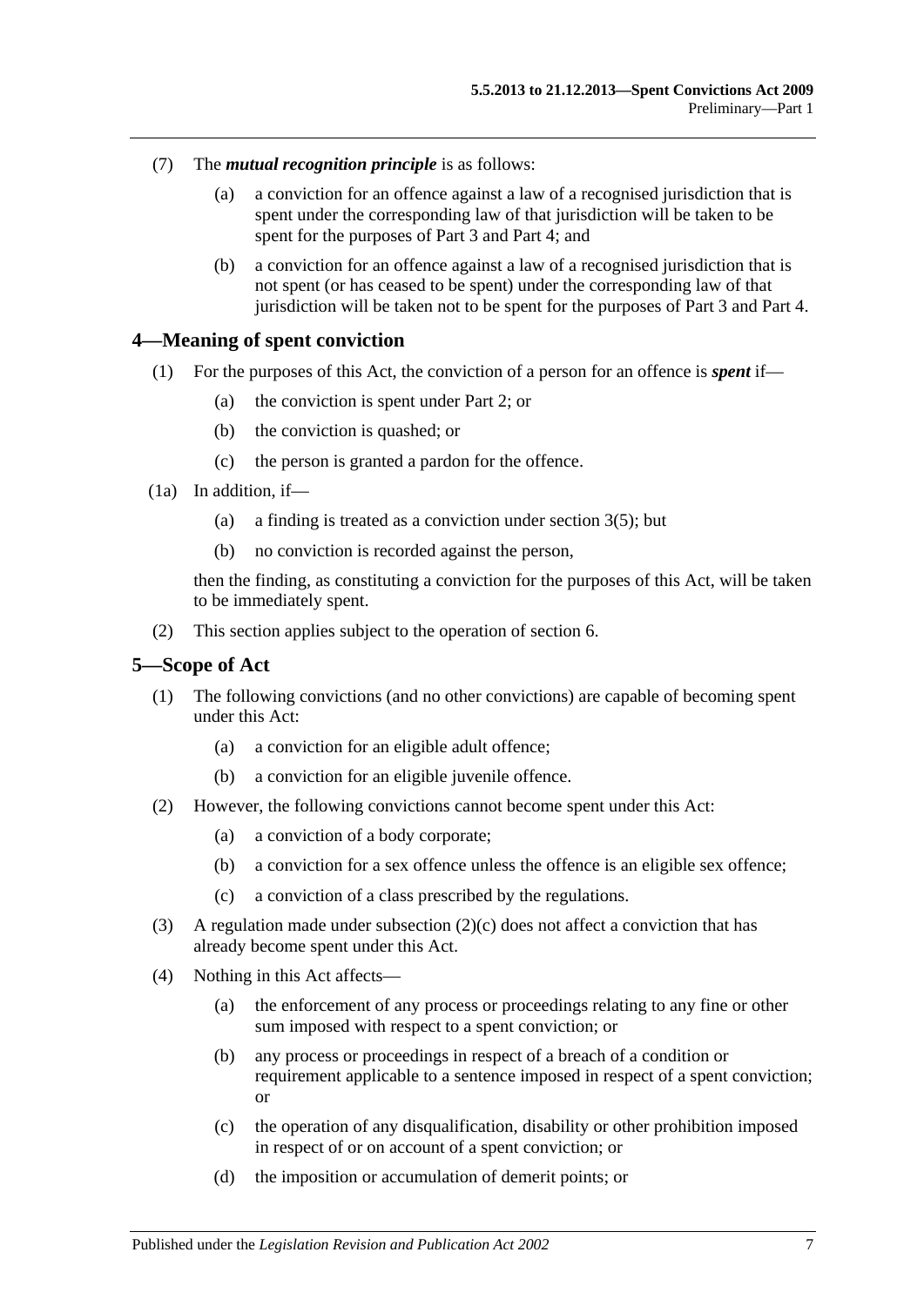(7) The ***mutual recognition principle*** is as follows:

(a) a conviction for an offence against a law of a recognised jurisdiction that is spent under the corresponding law of that jurisdiction will be taken to be spent for the purposes of Part 3 and Part 4; and

(b) a conviction for an offence against a law of a recognised jurisdiction that is not spent (or has ceased to be spent) under the corresponding law of that jurisdiction will be taken not to be spent for the purposes of Part 3 and Part 4.

## 4—Meaning of spent conviction

(1) For the purposes of this Act, the conviction of a person for an offence is ***spent*** if—

(a) the conviction is spent under Part 2; or

(b) the conviction is quashed; or

(c) the person is granted a pardon for the offence.

(1a) In addition, if—

(a) a finding is treated as a conviction under section 3(5); but

(b) no conviction is recorded against the person,

then the finding, as constituting a conviction for the purposes of this Act, will be taken to be immediately spent.

(2) This section applies subject to the operation of section 6.

## 5—Scope of Act

(1) The following convictions (and no other convictions) are capable of becoming spent under this Act:

(a) a conviction for an eligible adult offence;

(b) a conviction for an eligible juvenile offence.

(2) However, the following convictions cannot become spent under this Act:

(a) a conviction of a body corporate;

(b) a conviction for a sex offence unless the offence is an eligible sex offence;

(c) a conviction of a class prescribed by the regulations.

(3) A regulation made under subsection (2)(c) does not affect a conviction that has already become spent under this Act.

(4) Nothing in this Act affects—

(a) the enforcement of any process or proceedings relating to any fine or other sum imposed with respect to a spent conviction; or

(b) any process or proceedings in respect of a breach of a condition or requirement applicable to a sentence imposed in respect of a spent conviction; or

(c) the operation of any disqualification, disability or other prohibition imposed in respect of or on account of a spent conviction; or

(d) the imposition or accumulation of demerit points; or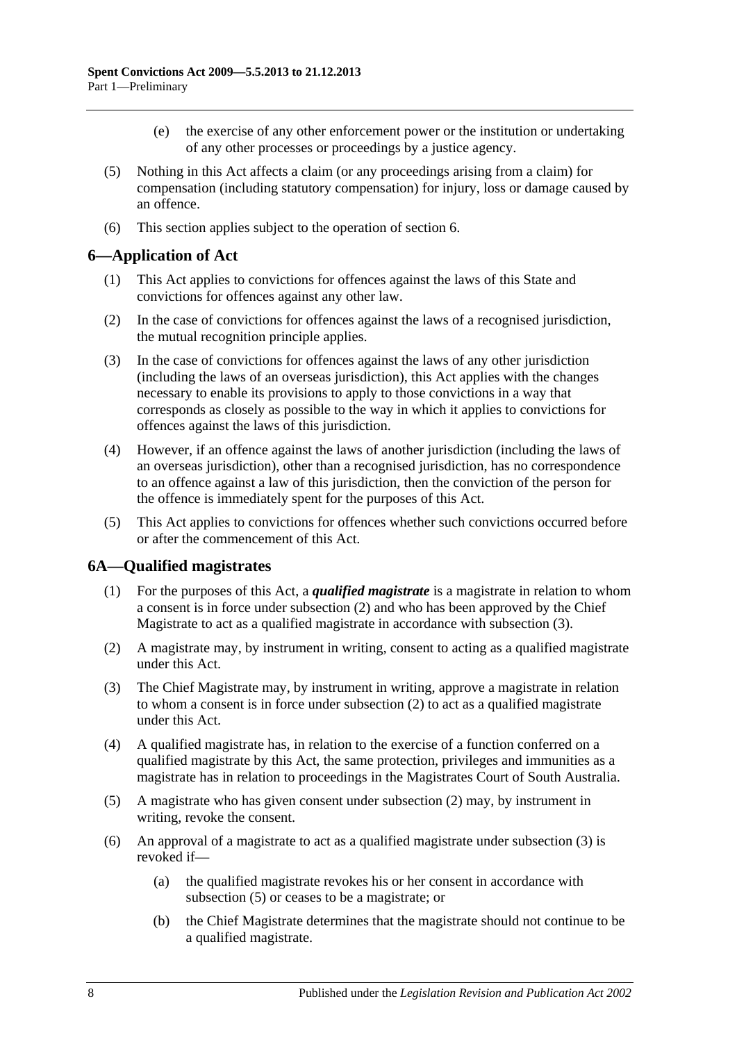(e) the exercise of any other enforcement power or the institution or undertaking of any other processes or proceedings by a justice agency.

(5) Nothing in this Act affects a claim (or any proceedings arising from a claim) for compensation (including statutory compensation) for injury, loss or damage caused by an offence.

(6) This section applies subject to the operation of section 6.

## 6—Application of Act

(1) This Act applies to convictions for offences against the laws of this State and convictions for offences against any other law.

(2) In the case of convictions for offences against the laws of a recognised jurisdiction, the mutual recognition principle applies.

(3) In the case of convictions for offences against the laws of any other jurisdiction (including the laws of an overseas jurisdiction), this Act applies with the changes necessary to enable its provisions to apply to those convictions in a way that corresponds as closely as possible to the way in which it applies to convictions for offences against the laws of this jurisdiction.

(4) However, if an offence against the laws of another jurisdiction (including the laws of an overseas jurisdiction), other than a recognised jurisdiction, has no correspondence to an offence against a law of this jurisdiction, then the conviction of the person for the offence is immediately spent for the purposes of this Act.

(5) This Act applies to convictions for offences whether such convictions occurred before or after the commencement of this Act.

## 6A—Qualified magistrates

(1) For the purposes of this Act, a ***qualified magistrate*** is a magistrate in relation to whom a consent is in force under subsection (2) and who has been approved by the Chief Magistrate to act as a qualified magistrate in accordance with subsection (3).

(2) A magistrate may, by instrument in writing, consent to acting as a qualified magistrate under this Act.

(3) The Chief Magistrate may, by instrument in writing, approve a magistrate in relation to whom a consent is in force under subsection (2) to act as a qualified magistrate under this Act.

(4) A qualified magistrate has, in relation to the exercise of a function conferred on a qualified magistrate by this Act, the same protection, privileges and immunities as a magistrate has in relation to proceedings in the Magistrates Court of South Australia.

(5) A magistrate who has given consent under subsection (2) may, by instrument in writing, revoke the consent.

(6) An approval of a magistrate to act as a qualified magistrate under subsection (3) is revoked if—

(a) the qualified magistrate revokes his or her consent in accordance with subsection (5) or ceases to be a magistrate; or

(b) the Chief Magistrate determines that the magistrate should not continue to be a qualified magistrate.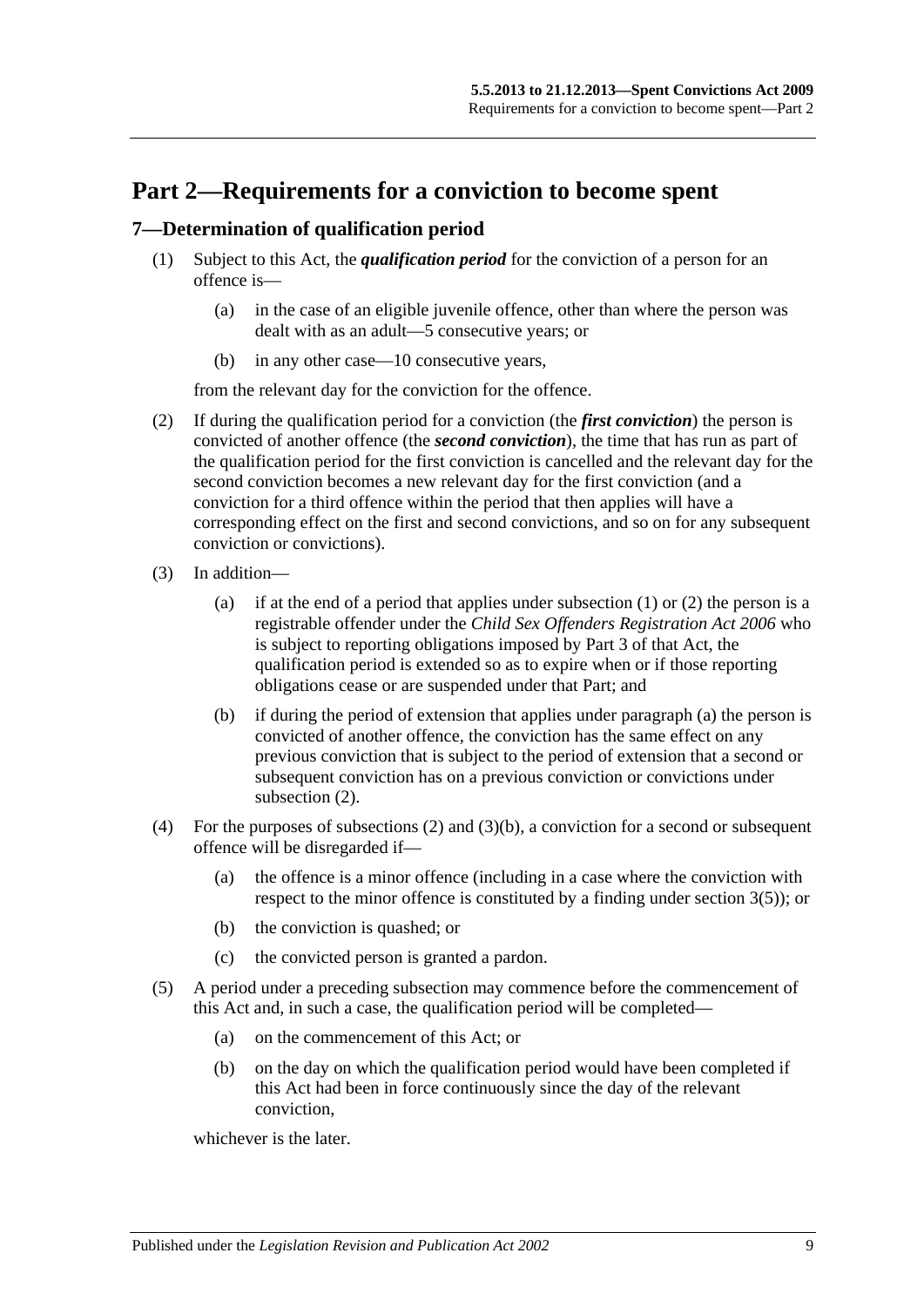# Part 2—Requirements for a conviction to become spent

## 7—Determination of qualification period

(1) Subject to this Act, the ***qualification period*** for the conviction of a person for an offence is—

  (a) in the case of an eligible juvenile offence, other than where the person was dealt with as an adult—5 consecutive years; or

  (b) in any other case—10 consecutive years,

from the relevant day for the conviction for the offence.

(2) If during the qualification period for a conviction (the ***first conviction***) the person is convicted of another offence (the ***second conviction***), the time that has run as part of the qualification period for the first conviction is cancelled and the relevant day for the second conviction becomes a new relevant day for the first conviction (and a conviction for a third offence within the period that then applies will have a corresponding effect on the first and second convictions, and so on for any subsequent conviction or convictions).

(3) In addition—

  (a) if at the end of a period that applies under subsection (1) or (2) the person is a registrable offender under the *Child Sex Offenders Registration Act 2006* who is subject to reporting obligations imposed by Part 3 of that Act, the qualification period is extended so as to expire when or if those reporting obligations cease or are suspended under that Part; and

  (b) if during the period of extension that applies under paragraph (a) the person is convicted of another offence, the conviction has the same effect on any previous conviction that is subject to the period of extension that a second or subsequent conviction has on a previous conviction or convictions under subsection (2).

(4) For the purposes of subsections (2) and (3)(b), a conviction for a second or subsequent offence will be disregarded if—

  (a) the offence is a minor offence (including in a case where the conviction with respect to the minor offence is constituted by a finding under section 3(5)); or

  (b) the conviction is quashed; or

  (c) the convicted person is granted a pardon.

(5) A period under a preceding subsection may commence before the commencement of this Act and, in such a case, the qualification period will be completed—

  (a) on the commencement of this Act; or

  (b) on the day on which the qualification period would have been completed if this Act had been in force continuously since the day of the relevant conviction,

whichever is the later.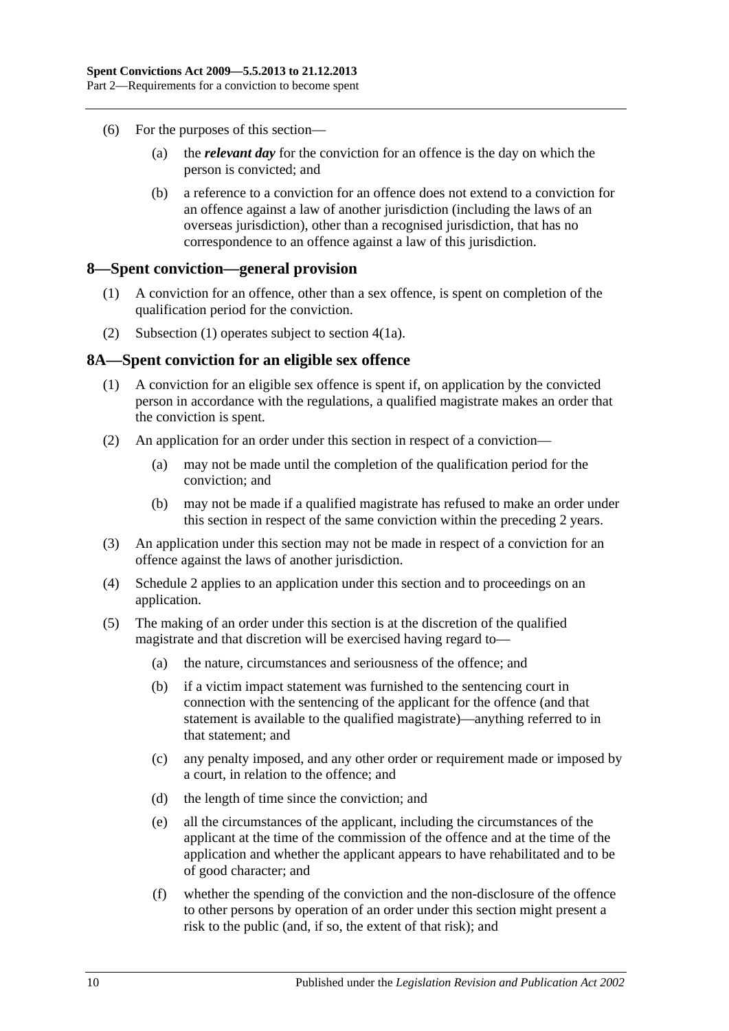(6) For the purposes of this section—

(a) the ***relevant day*** for the conviction for an offence is the day on which the person is convicted; and

(b) a reference to a conviction for an offence does not extend to a conviction for an offence against a law of another jurisdiction (including the laws of an overseas jurisdiction), other than a recognised jurisdiction, that has no correspondence to an offence against a law of this jurisdiction.

## 8—Spent conviction—general provision

(1) A conviction for an offence, other than a sex offence, is spent on completion of the qualification period for the conviction.

(2) Subsection (1) operates subject to section 4(1a).

## 8A—Spent conviction for an eligible sex offence

(1) A conviction for an eligible sex offence is spent if, on application by the convicted person in accordance with the regulations, a qualified magistrate makes an order that the conviction is spent.

(2) An application for an order under this section in respect of a conviction—

(a) may not be made until the completion of the qualification period for the conviction; and

(b) may not be made if a qualified magistrate has refused to make an order under this section in respect of the same conviction within the preceding 2 years.

(3) An application under this section may not be made in respect of a conviction for an offence against the laws of another jurisdiction.

(4) Schedule 2 applies to an application under this section and to proceedings on an application.

(5) The making of an order under this section is at the discretion of the qualified magistrate and that discretion will be exercised having regard to—

(a) the nature, circumstances and seriousness of the offence; and

(b) if a victim impact statement was furnished to the sentencing court in connection with the sentencing of the applicant for the offence (and that statement is available to the qualified magistrate)—anything referred to in that statement; and

(c) any penalty imposed, and any other order or requirement made or imposed by a court, in relation to the offence; and

(d) the length of time since the conviction; and

(e) all the circumstances of the applicant, including the circumstances of the applicant at the time of the commission of the offence and at the time of the application and whether the applicant appears to have rehabilitated and to be of good character; and

(f) whether the spending of the conviction and the non-disclosure of the offence to other persons by operation of an order under this section might present a risk to the public (and, if so, the extent of that risk); and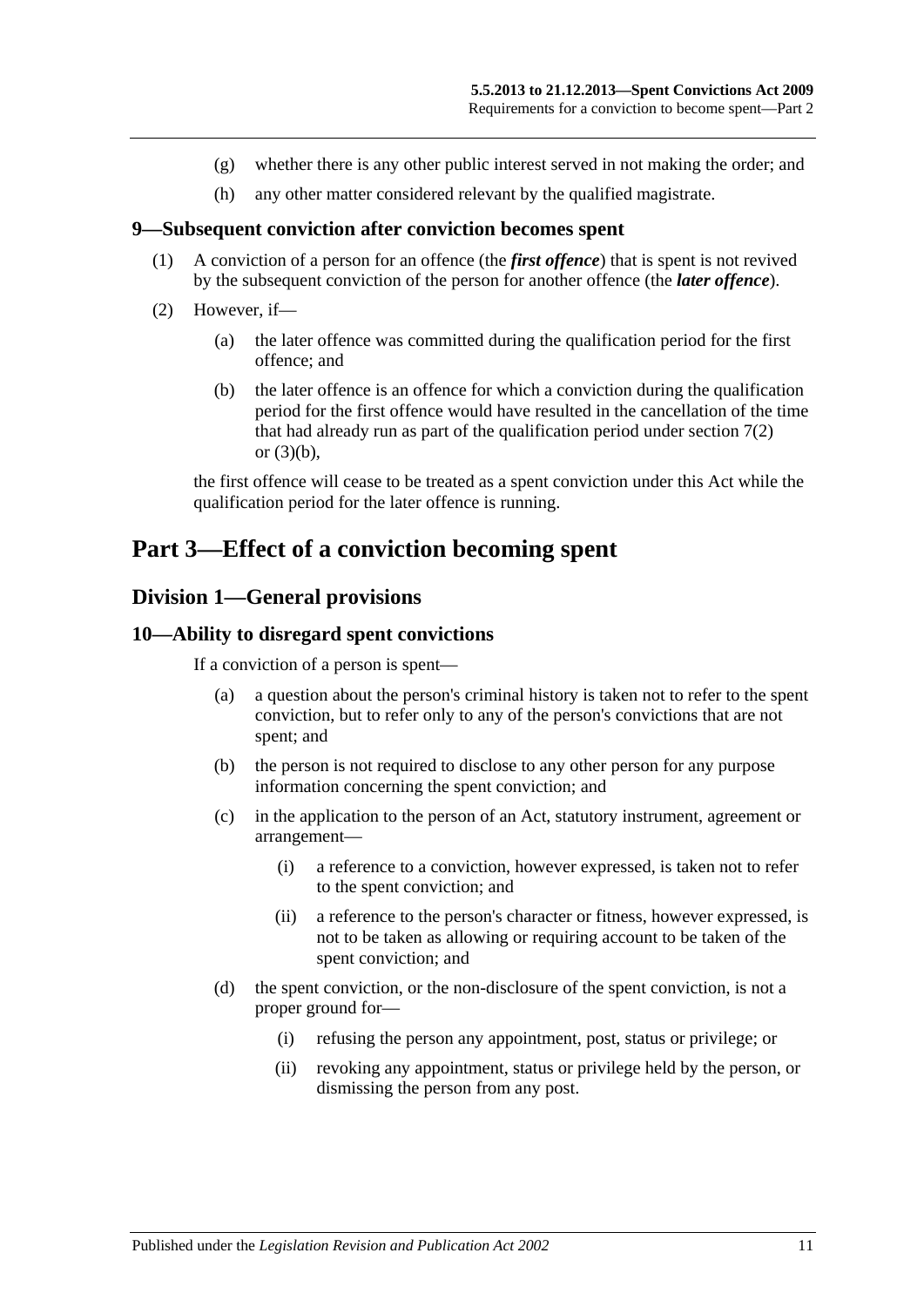(g) whether there is any other public interest served in not making the order; and

(h) any other matter considered relevant by the qualified magistrate.

### 9—Subsequent conviction after conviction becomes spent

(1) A conviction of a person for an offence (the ***first offence***) that is spent is not revived by the subsequent conviction of the person for another offence (the ***later offence***).

(2) However, if—

(a) the later offence was committed during the qualification period for the first offence; and

(b) the later offence is an offence for which a conviction during the qualification period for the first offence would have resulted in the cancellation of the time that had already run as part of the qualification period under section 7(2) or (3)(b),

the first offence will cease to be treated as a spent conviction under this Act while the qualification period for the later offence is running.

# Part 3—Effect of a conviction becoming spent

## Division 1—General provisions

### 10—Ability to disregard spent convictions

If a conviction of a person is spent—

(a) a question about the person's criminal history is taken not to refer to the spent conviction, but to refer only to any of the person's convictions that are not spent; and

(b) the person is not required to disclose to any other person for any purpose information concerning the spent conviction; and

(c) in the application to the person of an Act, statutory instrument, agreement or arrangement—

(i) a reference to a conviction, however expressed, is taken not to refer to the spent conviction; and

(ii) a reference to the person's character or fitness, however expressed, is not to be taken as allowing or requiring account to be taken of the spent conviction; and

(d) the spent conviction, or the non-disclosure of the spent conviction, is not a proper ground for—

(i) refusing the person any appointment, post, status or privilege; or

(ii) revoking any appointment, status or privilege held by the person, or dismissing the person from any post.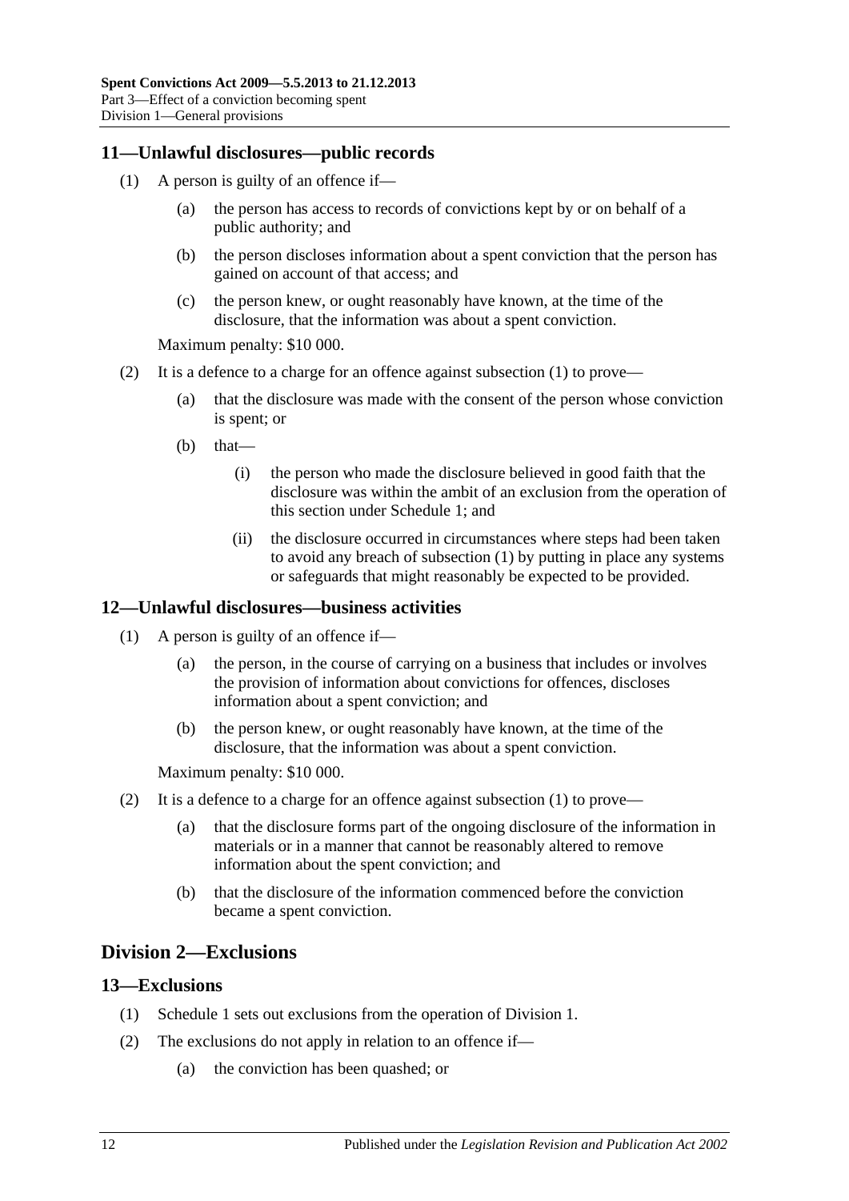## 11—Unlawful disclosures—public records

(1) A person is guilty of an offence if—

(a) the person has access to records of convictions kept by or on behalf of a public authority; and

(b) the person discloses information about a spent conviction that the person has gained on account of that access; and

(c) the person knew, or ought reasonably have known, at the time of the disclosure, that the information was about a spent conviction.

Maximum penalty: $10 000.

(2) It is a defence to a charge for an offence against subsection (1) to prove—

(a) that the disclosure was made with the consent of the person whose conviction is spent; or

(b) that—

(i) the person who made the disclosure believed in good faith that the disclosure was within the ambit of an exclusion from the operation of this section under Schedule 1; and

(ii) the disclosure occurred in circumstances where steps had been taken to avoid any breach of subsection (1) by putting in place any systems or safeguards that might reasonably be expected to be provided.

## 12—Unlawful disclosures—business activities

(1) A person is guilty of an offence if—

(a) the person, in the course of carrying on a business that includes or involves the provision of information about convictions for offences, discloses information about a spent conviction; and

(b) the person knew, or ought reasonably have known, at the time of the disclosure, that the information was about a spent conviction.

Maximum penalty: $10 000.

(2) It is a defence to a charge for an offence against subsection (1) to prove—

(a) that the disclosure forms part of the ongoing disclosure of the information in materials or in a manner that cannot be reasonably altered to remove information about the spent conviction; and

(b) that the disclosure of the information commenced before the conviction became a spent conviction.

# Division 2—Exclusions

## 13—Exclusions

(1) Schedule 1 sets out exclusions from the operation of Division 1.

(2) The exclusions do not apply in relation to an offence if—

(a) the conviction has been quashed; or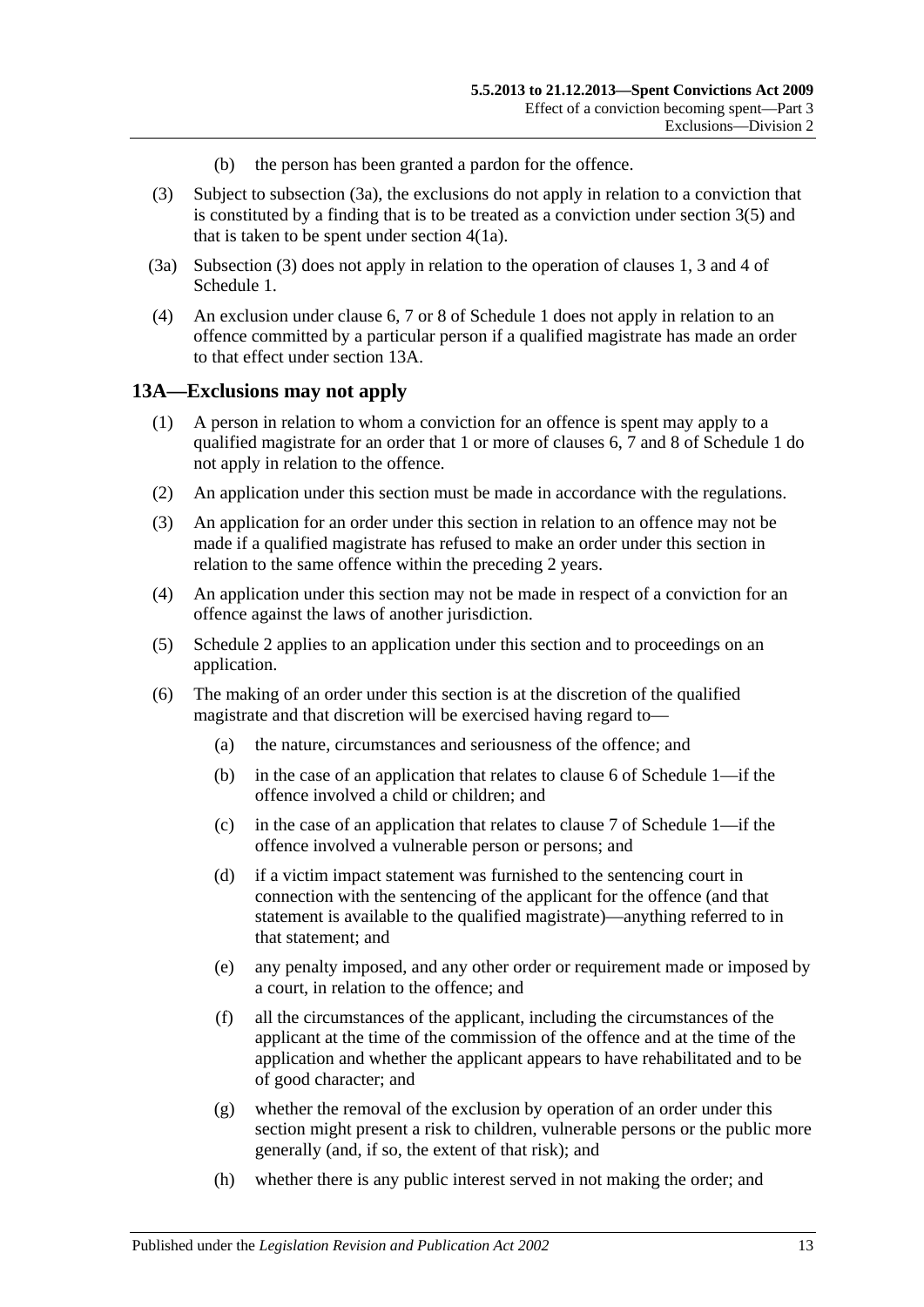(b) the person has been granted a pardon for the offence.

(3) Subject to subsection (3a), the exclusions do not apply in relation to a conviction that is constituted by a finding that is to be treated as a conviction under section 3(5) and that is taken to be spent under section 4(1a).

(3a) Subsection (3) does not apply in relation to the operation of clauses 1, 3 and 4 of Schedule 1.

(4) An exclusion under clause 6, 7 or 8 of Schedule 1 does not apply in relation to an offence committed by a particular person if a qualified magistrate has made an order to that effect under section 13A.

## 13A—Exclusions may not apply

(1) A person in relation to whom a conviction for an offence is spent may apply to a qualified magistrate for an order that 1 or more of clauses 6, 7 and 8 of Schedule 1 do not apply in relation to the offence.

(2) An application under this section must be made in accordance with the regulations.

(3) An application for an order under this section in relation to an offence may not be made if a qualified magistrate has refused to make an order under this section in relation to the same offence within the preceding 2 years.

(4) An application under this section may not be made in respect of a conviction for an offence against the laws of another jurisdiction.

(5) Schedule 2 applies to an application under this section and to proceedings on an application.

(6) The making of an order under this section is at the discretion of the qualified magistrate and that discretion will be exercised having regard to—

(a) the nature, circumstances and seriousness of the offence; and

(b) in the case of an application that relates to clause 6 of Schedule 1—if the offence involved a child or children; and

(c) in the case of an application that relates to clause 7 of Schedule 1—if the offence involved a vulnerable person or persons; and

(d) if a victim impact statement was furnished to the sentencing court in connection with the sentencing of the applicant for the offence (and that statement is available to the qualified magistrate)—anything referred to in that statement; and

(e) any penalty imposed, and any other order or requirement made or imposed by a court, in relation to the offence; and

(f) all the circumstances of the applicant, including the circumstances of the applicant at the time of the commission of the offence and at the time of the application and whether the applicant appears to have rehabilitated and to be of good character; and

(g) whether the removal of the exclusion by operation of an order under this section might present a risk to children, vulnerable persons or the public more generally (and, if so, the extent of that risk); and

(h) whether there is any public interest served in not making the order; and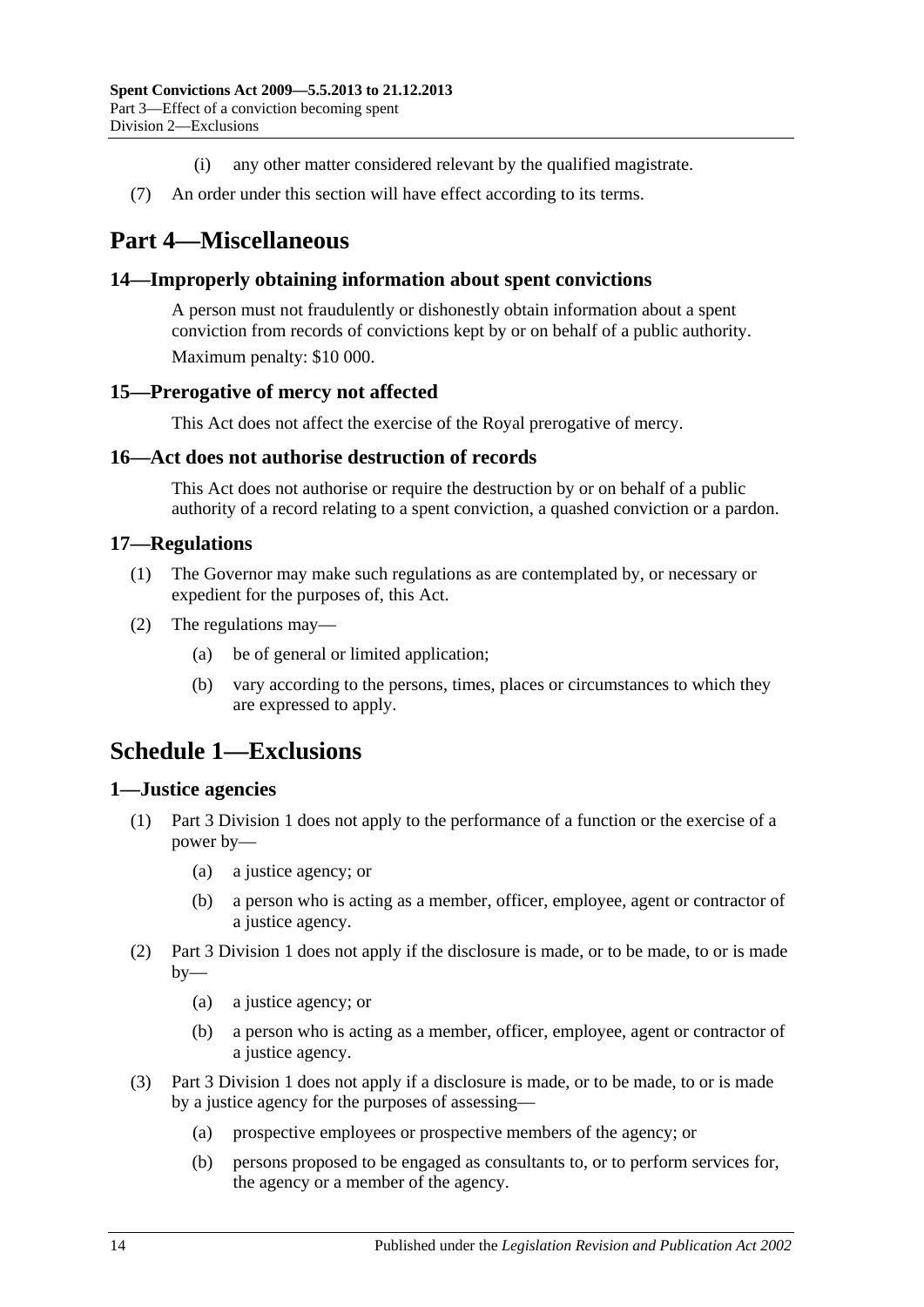(i) any other matter considered relevant by the qualified magistrate.

(7) An order under this section will have effect according to its terms.

# Part 4—Miscellaneous

## 14—Improperly obtaining information about spent convictions

A person must not fraudulently or dishonestly obtain information about a spent conviction from records of convictions kept by or on behalf of a public authority.

Maximum penalty: $10 000.

## 15—Prerogative of mercy not affected

This Act does not affect the exercise of the Royal prerogative of mercy.

## 16—Act does not authorise destruction of records

This Act does not authorise or require the destruction by or on behalf of a public authority of a record relating to a spent conviction, a quashed conviction or a pardon.

## 17—Regulations

(1) The Governor may make such regulations as are contemplated by, or necessary or expedient for the purposes of, this Act.

(2) The regulations may—

(a) be of general or limited application;

(b) vary according to the persons, times, places or circumstances to which they are expressed to apply.

# Schedule 1—Exclusions

## 1—Justice agencies

(1) Part 3 Division 1 does not apply to the performance of a function or the exercise of a power by—

(a) a justice agency; or

(b) a person who is acting as a member, officer, employee, agent or contractor of a justice agency.

(2) Part 3 Division 1 does not apply if the disclosure is made, or to be made, to or is made by—

(a) a justice agency; or

(b) a person who is acting as a member, officer, employee, agent or contractor of a justice agency.

(3) Part 3 Division 1 does not apply if a disclosure is made, or to be made, to or is made by a justice agency for the purposes of assessing—

(a) prospective employees or prospective members of the agency; or

(b) persons proposed to be engaged as consultants to, or to perform services for, the agency or a member of the agency.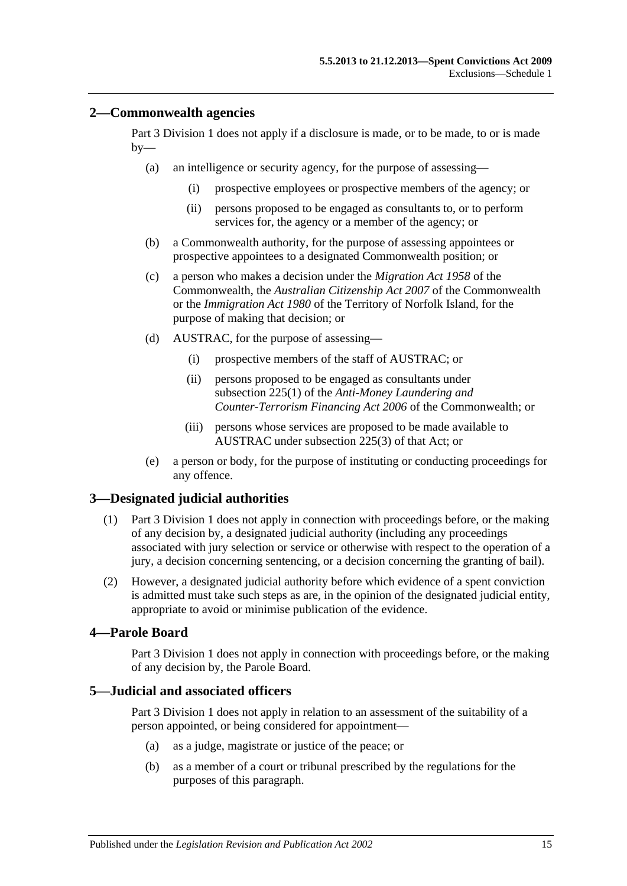## 2—Commonwealth agencies

Part 3 Division 1 does not apply if a disclosure is made, or to be made, to or is made by—

(a) an intelligence or security agency, for the purpose of assessing—

(i) prospective employees or prospective members of the agency; or

(ii) persons proposed to be engaged as consultants to, or to perform services for, the agency or a member of the agency; or

(b) a Commonwealth authority, for the purpose of assessing appointees or prospective appointees to a designated Commonwealth position; or

(c) a person who makes a decision under the *Migration Act 1958* of the Commonwealth, the *Australian Citizenship Act 2007* of the Commonwealth or the *Immigration Act 1980* of the Territory of Norfolk Island, for the purpose of making that decision; or

(d) AUSTRAC, for the purpose of assessing—

(i) prospective members of the staff of AUSTRAC; or

(ii) persons proposed to be engaged as consultants under subsection 225(1) of the *Anti-Money Laundering and Counter-Terrorism Financing Act 2006* of the Commonwealth; or

(iii) persons whose services are proposed to be made available to AUSTRAC under subsection 225(3) of that Act; or

(e) a person or body, for the purpose of instituting or conducting proceedings for any offence.

## 3—Designated judicial authorities

(1) Part 3 Division 1 does not apply in connection with proceedings before, or the making of any decision by, a designated judicial authority (including any proceedings associated with jury selection or service or otherwise with respect to the operation of a jury, a decision concerning sentencing, or a decision concerning the granting of bail).

(2) However, a designated judicial authority before which evidence of a spent conviction is admitted must take such steps as are, in the opinion of the designated judicial entity, appropriate to avoid or minimise publication of the evidence.

## 4—Parole Board

Part 3 Division 1 does not apply in connection with proceedings before, or the making of any decision by, the Parole Board.

## 5—Judicial and associated officers

Part 3 Division 1 does not apply in relation to an assessment of the suitability of a person appointed, or being considered for appointment—

(a) as a judge, magistrate or justice of the peace; or

(b) as a member of a court or tribunal prescribed by the regulations for the purposes of this paragraph.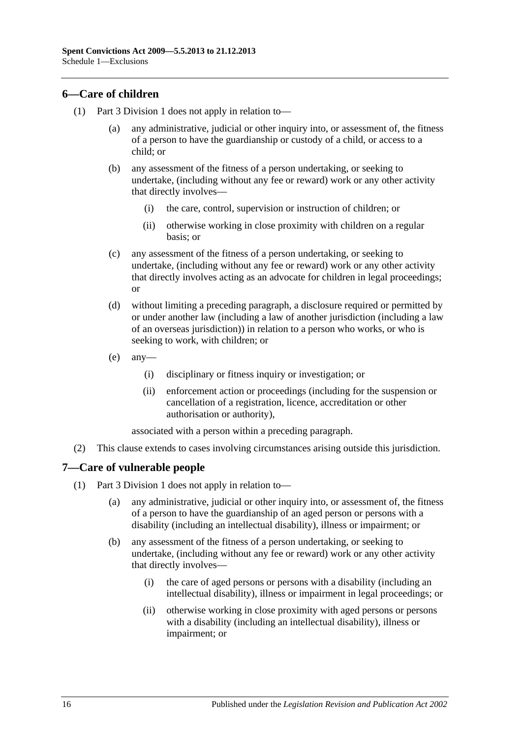## 6—Care of children

(1) Part 3 Division 1 does not apply in relation to—

(a) any administrative, judicial or other inquiry into, or assessment of, the fitness of a person to have the guardianship or custody of a child, or access to a child; or

(b) any assessment of the fitness of a person undertaking, or seeking to undertake, (including without any fee or reward) work or any other activity that directly involves—

(i) the care, control, supervision or instruction of children; or

(ii) otherwise working in close proximity with children on a regular basis; or

(c) any assessment of the fitness of a person undertaking, or seeking to undertake, (including without any fee or reward) work or any other activity that directly involves acting as an advocate for children in legal proceedings; or

(d) without limiting a preceding paragraph, a disclosure required or permitted by or under another law (including a law of another jurisdiction (including a law of an overseas jurisdiction)) in relation to a person who works, or who is seeking to work, with children; or

(e) any—

(i) disciplinary or fitness inquiry or investigation; or

(ii) enforcement action or proceedings (including for the suspension or cancellation of a registration, licence, accreditation or other authorisation or authority),

associated with a person within a preceding paragraph.

(2) This clause extends to cases involving circumstances arising outside this jurisdiction.

## 7—Care of vulnerable people

(1) Part 3 Division 1 does not apply in relation to—

(a) any administrative, judicial or other inquiry into, or assessment of, the fitness of a person to have the guardianship of an aged person or persons with a disability (including an intellectual disability), illness or impairment; or

(b) any assessment of the fitness of a person undertaking, or seeking to undertake, (including without any fee or reward) work or any other activity that directly involves—

(i) the care of aged persons or persons with a disability (including an intellectual disability), illness or impairment in legal proceedings; or

(ii) otherwise working in close proximity with aged persons or persons with a disability (including an intellectual disability), illness or impairment; or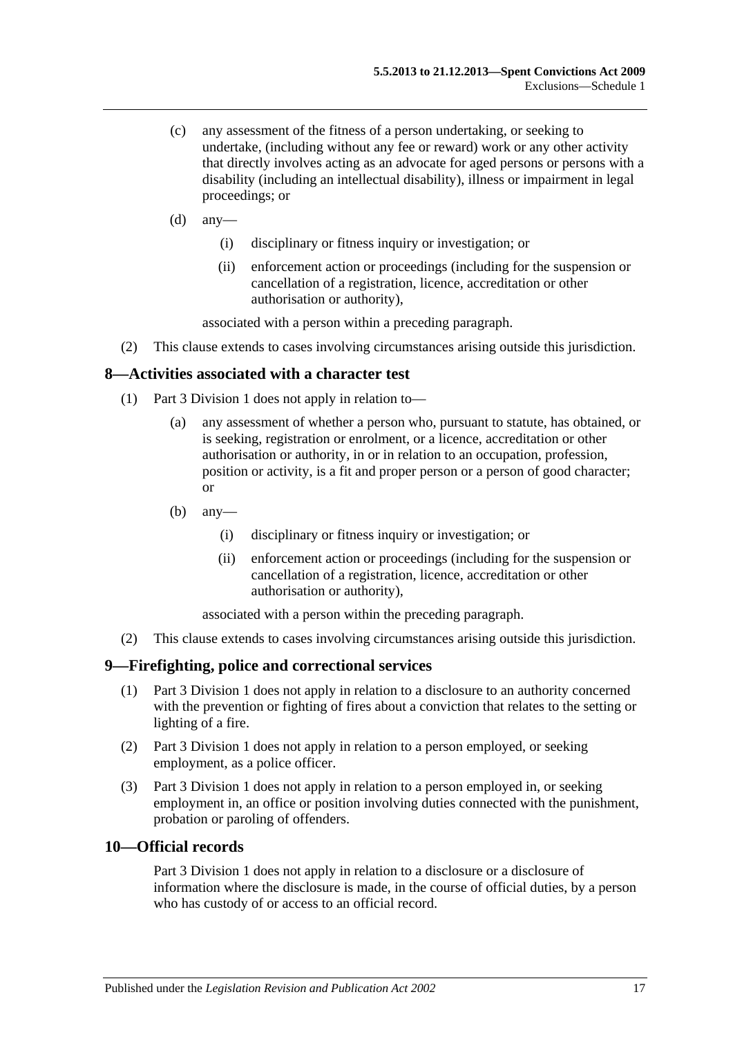(c) any assessment of the fitness of a person undertaking, or seeking to undertake, (including without any fee or reward) work or any other activity that directly involves acting as an advocate for aged persons or persons with a disability (including an intellectual disability), illness or impairment in legal proceedings; or

(d) any—

(i) disciplinary or fitness inquiry or investigation; or

(ii) enforcement action or proceedings (including for the suspension or cancellation of a registration, licence, accreditation or other authorisation or authority),

associated with a person within a preceding paragraph.

(2) This clause extends to cases involving circumstances arising outside this jurisdiction.

## 8—Activities associated with a character test

(1) Part 3 Division 1 does not apply in relation to—

(a) any assessment of whether a person who, pursuant to statute, has obtained, or is seeking, registration or enrolment, or a licence, accreditation or other authorisation or authority, in or in relation to an occupation, profession, position or activity, is a fit and proper person or a person of good character; or

(b) any—

(i) disciplinary or fitness inquiry or investigation; or

(ii) enforcement action or proceedings (including for the suspension or cancellation of a registration, licence, accreditation or other authorisation or authority),

associated with a person within the preceding paragraph.

(2) This clause extends to cases involving circumstances arising outside this jurisdiction.

## 9—Firefighting, police and correctional services

(1) Part 3 Division 1 does not apply in relation to a disclosure to an authority concerned with the prevention or fighting of fires about a conviction that relates to the setting or lighting of a fire.

(2) Part 3 Division 1 does not apply in relation to a person employed, or seeking employment, as a police officer.

(3) Part 3 Division 1 does not apply in relation to a person employed in, or seeking employment in, an office or position involving duties connected with the punishment, probation or paroling of offenders.

## 10—Official records

Part 3 Division 1 does not apply in relation to a disclosure or a disclosure of information where the disclosure is made, in the course of official duties, by a person who has custody of or access to an official record.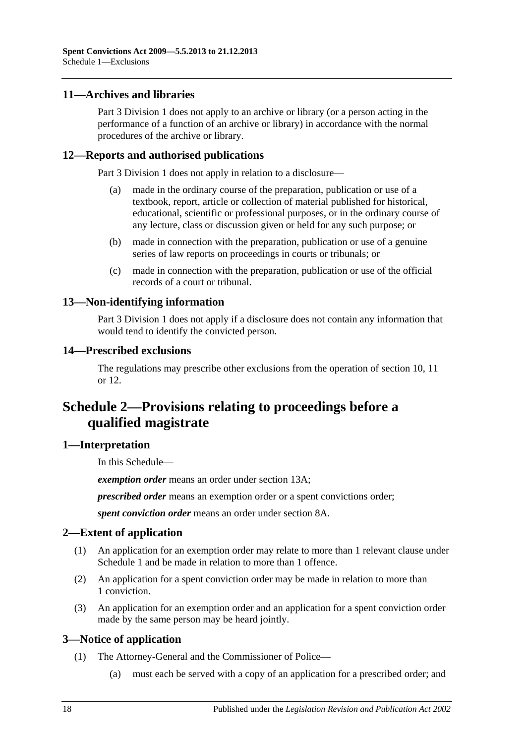### 11—Archives and libraries

Part 3 Division 1 does not apply to an archive or library (or a person acting in the performance of a function of an archive or library) in accordance with the normal procedures of the archive or library.

### 12—Reports and authorised publications

Part 3 Division 1 does not apply in relation to a disclosure—

(a) made in the ordinary course of the preparation, publication or use of a textbook, report, article or collection of material published for historical, educational, scientific or professional purposes, or in the ordinary course of any lecture, class or discussion given or held for any such purpose; or

(b) made in connection with the preparation, publication or use of a genuine series of law reports on proceedings in courts or tribunals; or

(c) made in connection with the preparation, publication or use of the official records of a court or tribunal.

### 13—Non-identifying information

Part 3 Division 1 does not apply if a disclosure does not contain any information that would tend to identify the convicted person.

### 14—Prescribed exclusions

The regulations may prescribe other exclusions from the operation of section 10, 11 or 12.

## Schedule 2—Provisions relating to proceedings before a qualified magistrate

### 1—Interpretation

In this Schedule—

***exemption order*** means an order under section 13A;

***prescribed order*** means an exemption order or a spent convictions order;

***spent conviction order*** means an order under section 8A.

### 2—Extent of application

(1) An application for an exemption order may relate to more than 1 relevant clause under Schedule 1 and be made in relation to more than 1 offence.

(2) An application for a spent conviction order may be made in relation to more than 1 conviction.

(3) An application for an exemption order and an application for a spent conviction order made by the same person may be heard jointly.

### 3—Notice of application

(1) The Attorney-General and the Commissioner of Police—

(a) must each be served with a copy of an application for a prescribed order; and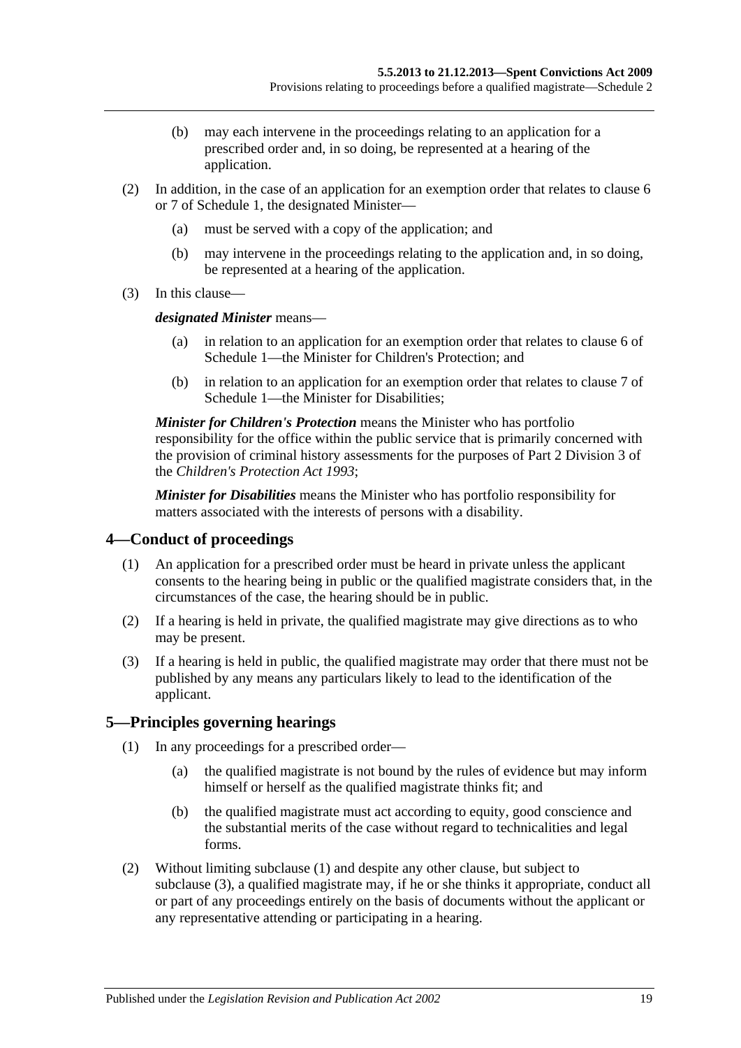(b) may each intervene in the proceedings relating to an application for a prescribed order and, in so doing, be represented at a hearing of the application.

(2) In addition, in the case of an application for an exemption order that relates to clause 6 or 7 of Schedule 1, the designated Minister—

(a) must be served with a copy of the application; and

(b) may intervene in the proceedings relating to the application and, in so doing, be represented at a hearing of the application.

(3) In this clause—

***designated Minister*** means—

(a) in relation to an application for an exemption order that relates to clause 6 of Schedule 1—the Minister for Children's Protection; and

(b) in relation to an application for an exemption order that relates to clause 7 of Schedule 1—the Minister for Disabilities;

***Minister for Children's Protection*** means the Minister who has portfolio responsibility for the office within the public service that is primarily concerned with the provision of criminal history assessments for the purposes of Part 2 Division 3 of the *Children's Protection Act 1993*;

***Minister for Disabilities*** means the Minister who has portfolio responsibility for matters associated with the interests of persons with a disability.

## 4—Conduct of proceedings

(1) An application for a prescribed order must be heard in private unless the applicant consents to the hearing being in public or the qualified magistrate considers that, in the circumstances of the case, the hearing should be in public.

(2) If a hearing is held in private, the qualified magistrate may give directions as to who may be present.

(3) If a hearing is held in public, the qualified magistrate may order that there must not be published by any means any particulars likely to lead to the identification of the applicant.

## 5—Principles governing hearings

(1) In any proceedings for a prescribed order—

(a) the qualified magistrate is not bound by the rules of evidence but may inform himself or herself as the qualified magistrate thinks fit; and

(b) the qualified magistrate must act according to equity, good conscience and the substantial merits of the case without regard to technicalities and legal forms.

(2) Without limiting subclause (1) and despite any other clause, but subject to subclause (3), a qualified magistrate may, if he or she thinks it appropriate, conduct all or part of any proceedings entirely on the basis of documents without the applicant or any representative attending or participating in a hearing.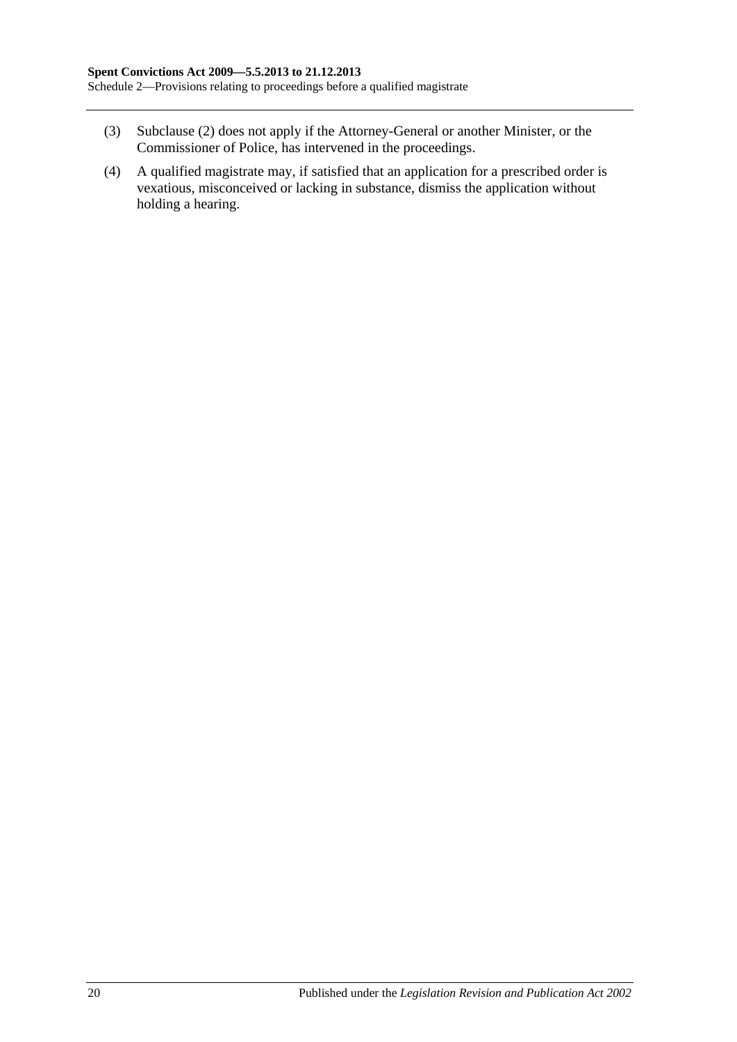(3) Subclause (2) does not apply if the Attorney-General or another Minister, or the Commissioner of Police, has intervened in the proceedings.

(4) A qualified magistrate may, if satisfied that an application for a prescribed order is vexatious, misconceived or lacking in substance, dismiss the application without holding a hearing.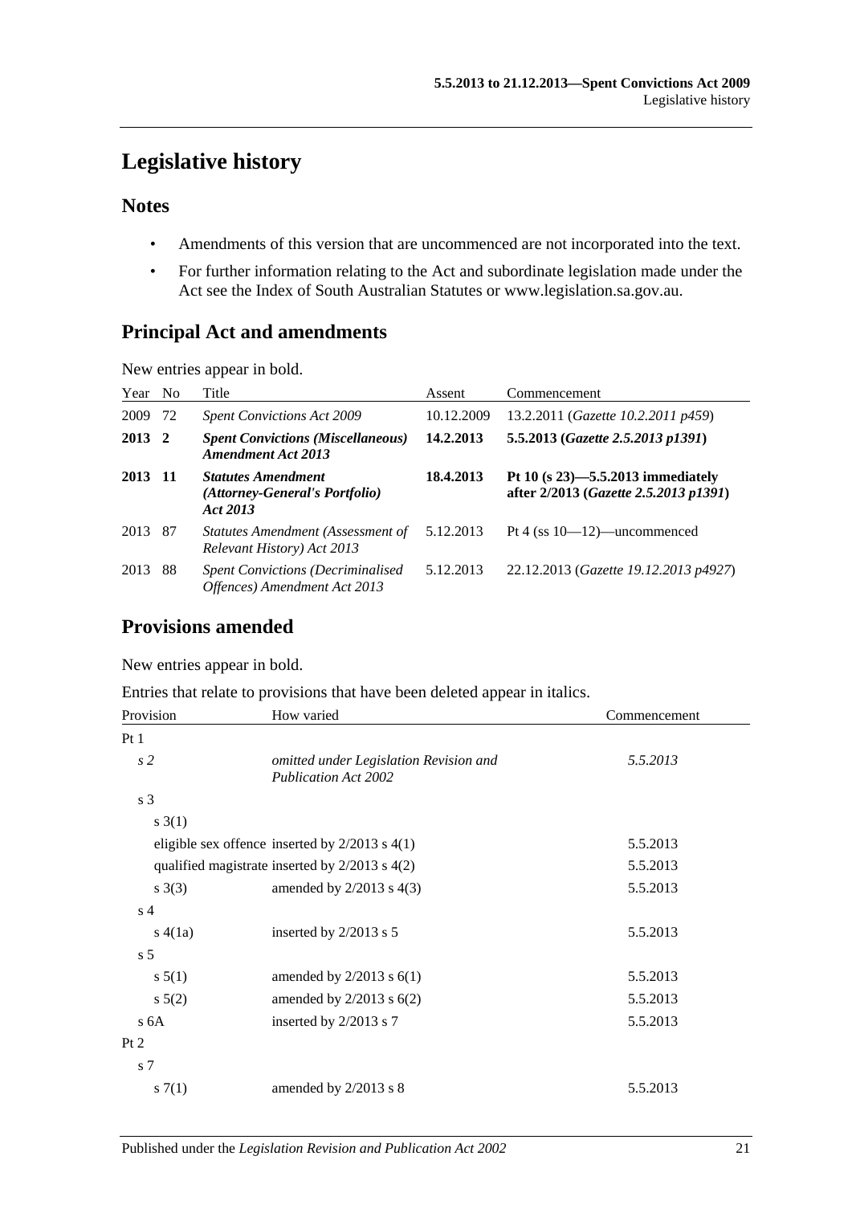# Legislative history

## Notes

- Amendments of this version that are uncommenced are not incorporated into the text.
- For further information relating to the Act and subordinate legislation made under the Act see the Index of South Australian Statutes or www.legislation.sa.gov.au.

## Principal Act and amendments

New entries appear in bold.

| Year | No | Title | Assent | Commencement |
|---|---|---|---|---|
| 2009 | 72 | *Spent Convictions Act 2009* | 10.12.2009 | 13.2.2011 (*Gazette 10.2.2011 p459*) |
| **2013** | **2** | ***Spent Convictions (Miscellaneous) Amendment Act 2013*** | **14.2.2013** | **5.5.2013 (*Gazette 2.5.2013 p1391*)** |
| **2013** | **11** | ***Statutes Amendment (Attorney-General's Portfolio) Act 2013*** | **18.4.2013** | **Pt 10 (s 23)—5.5.2013 immediately after 2/2013 (*Gazette 2.5.2013 p1391*)** |
| 2013 | 87 | *Statutes Amendment (Assessment of Relevant History) Act 2013* | 5.12.2013 | Pt 4 (ss 10—12)—uncommenced |
| 2013 | 88 | *Spent Convictions (Decriminalised Offences) Amendment Act 2013* | 5.12.2013 | 22.12.2013 (*Gazette 19.12.2013 p4927*) |

## Provisions amended

New entries appear in bold.

Entries that relate to provisions that have been deleted appear in italics.

| Provision | How varied | Commencement |
|---|---|---|
| Pt 1 | | |
| *s 2* | *omitted under Legislation Revision and Publication Act 2002* | *5.5.2013* |
| s 3 | | |
| s 3(1) | | |
| eligible sex offence | inserted by 2/2013 s 4(1) | 5.5.2013 |
| qualified magistrate | inserted by 2/2013 s 4(2) | 5.5.2013 |
| s 3(3) | amended by 2/2013 s 4(3) | 5.5.2013 |
| s 4 | | |
| s 4(1a) | inserted by 2/2013 s 5 | 5.5.2013 |
| s 5 | | |
| s 5(1) | amended by 2/2013 s 6(1) | 5.5.2013 |
| s 5(2) | amended by 2/2013 s 6(2) | 5.5.2013 |
| s 6A | inserted by 2/2013 s 7 | 5.5.2013 |
| Pt 2 | | |
| s 7 | | |
| s 7(1) | amended by 2/2013 s 8 | 5.5.2013 |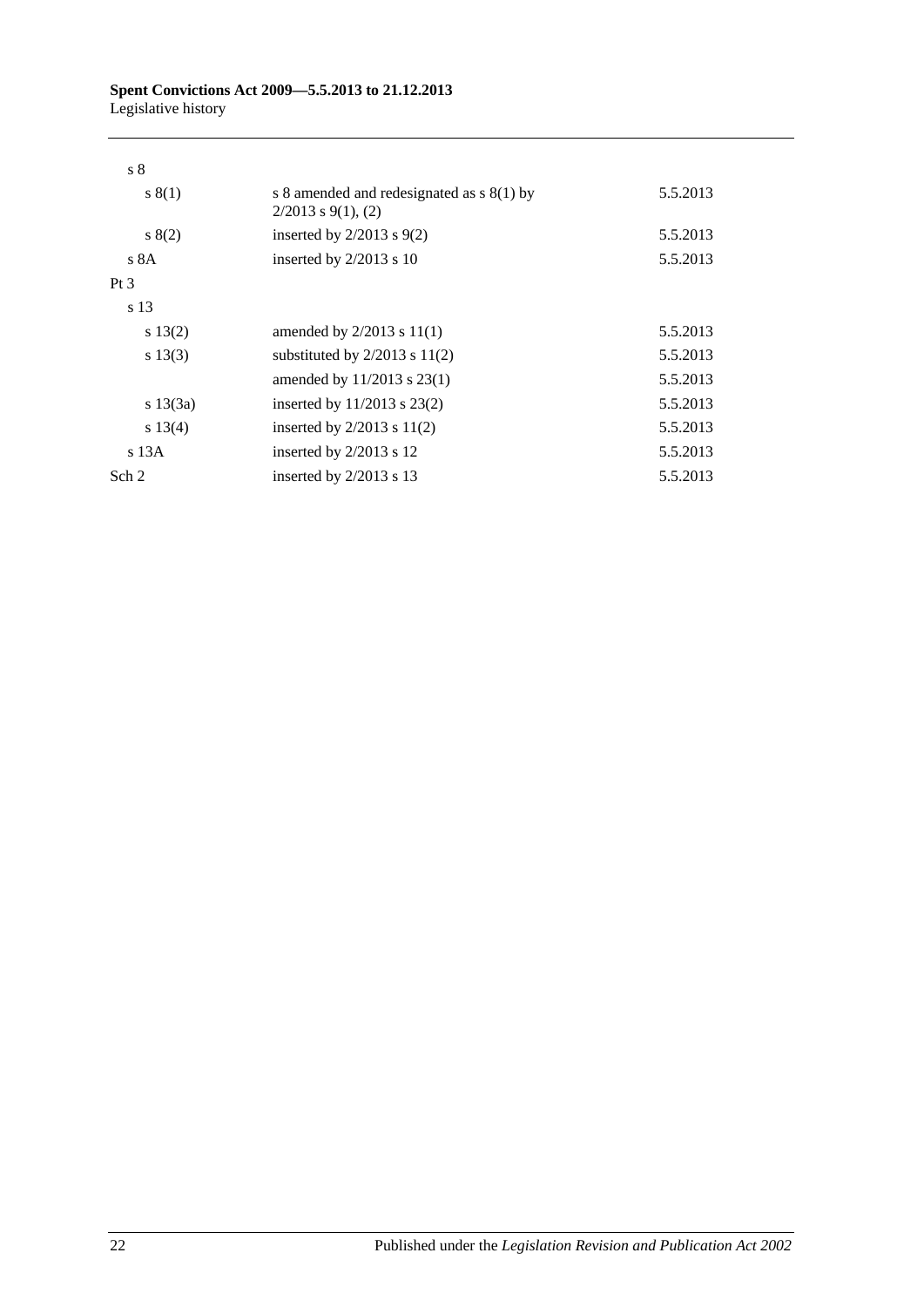| | | |
|---|---|---|
| s 8 | | |
| s 8(1) | s 8 amended and redesignated as s 8(1) by 2/2013 s 9(1), (2) | 5.5.2013 |
| s 8(2) | inserted by 2/2013 s 9(2) | 5.5.2013 |
| s 8A | inserted by 2/2013 s 10 | 5.5.2013 |
| Pt 3 | | |
| s 13 | | |
| s 13(2) | amended by 2/2013 s 11(1) | 5.5.2013 |
| s 13(3) | substituted by 2/2013 s 11(2) | 5.5.2013 |
| | amended by 11/2013 s 23(1) | 5.5.2013 |
| s 13(3a) | inserted by 11/2013 s 23(2) | 5.5.2013 |
| s 13(4) | inserted by 2/2013 s 11(2) | 5.5.2013 |
| s 13A | inserted by 2/2013 s 12 | 5.5.2013 |
| Sch 2 | inserted by 2/2013 s 13 | 5.5.2013 |